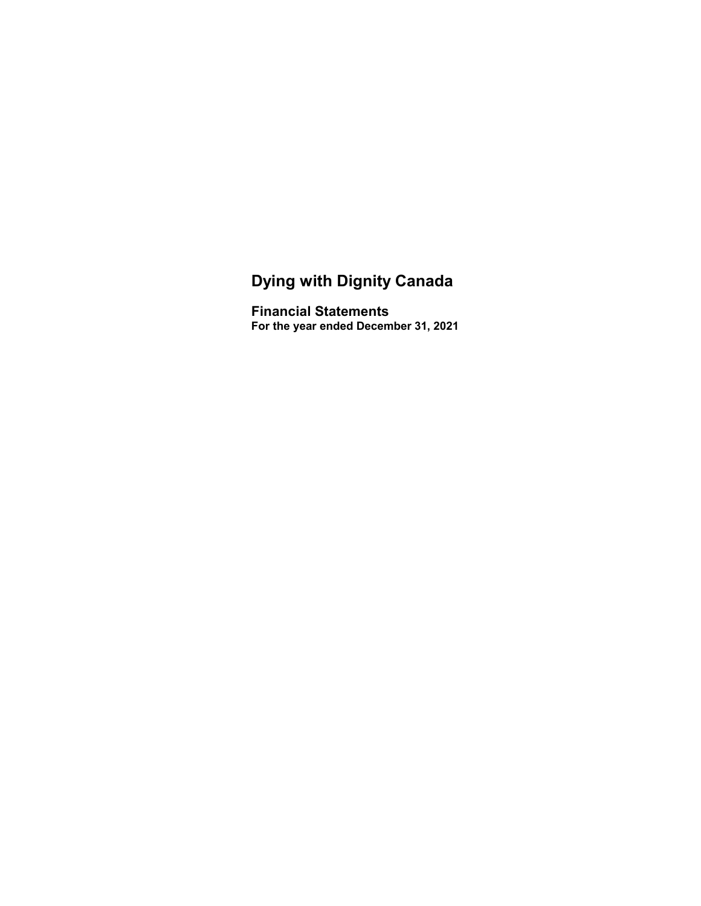# Dying with Dignity Canada

## Financial Statements

**For the year ended December 31, 2021**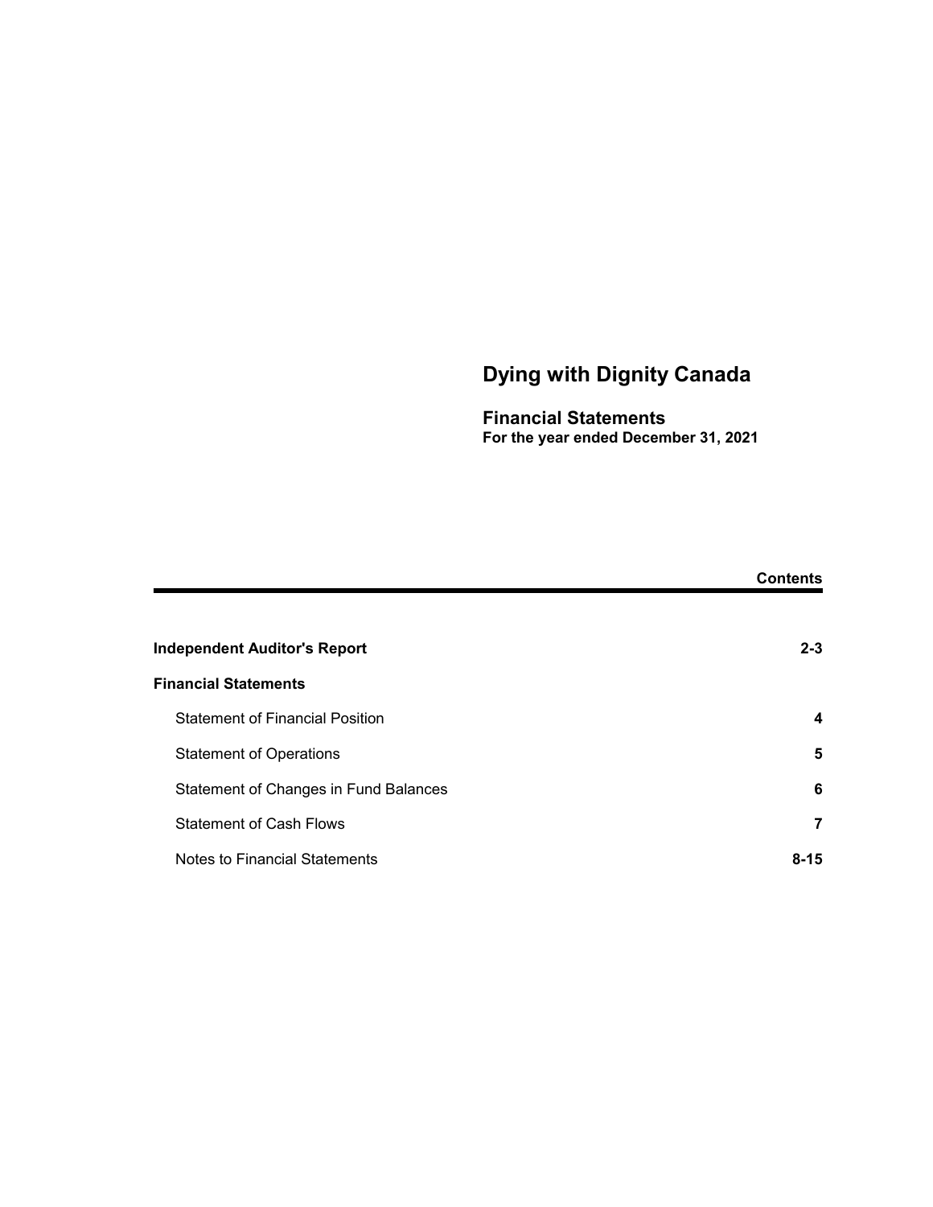# Dying with Dignity Canada

## Financial Statements

**For the year ended December 31, 2021**

| | **Contents** |
|---|---|
| **Independent Auditor's Report** | **2-3** |
| **Financial Statements** | |
| Statement of Financial Position | **4** |
| Statement of Operations | **5** |
| Statement of Changes in Fund Balances | **6** |
| Statement of Cash Flows | **7** |
| Notes to Financial Statements | **8-15** |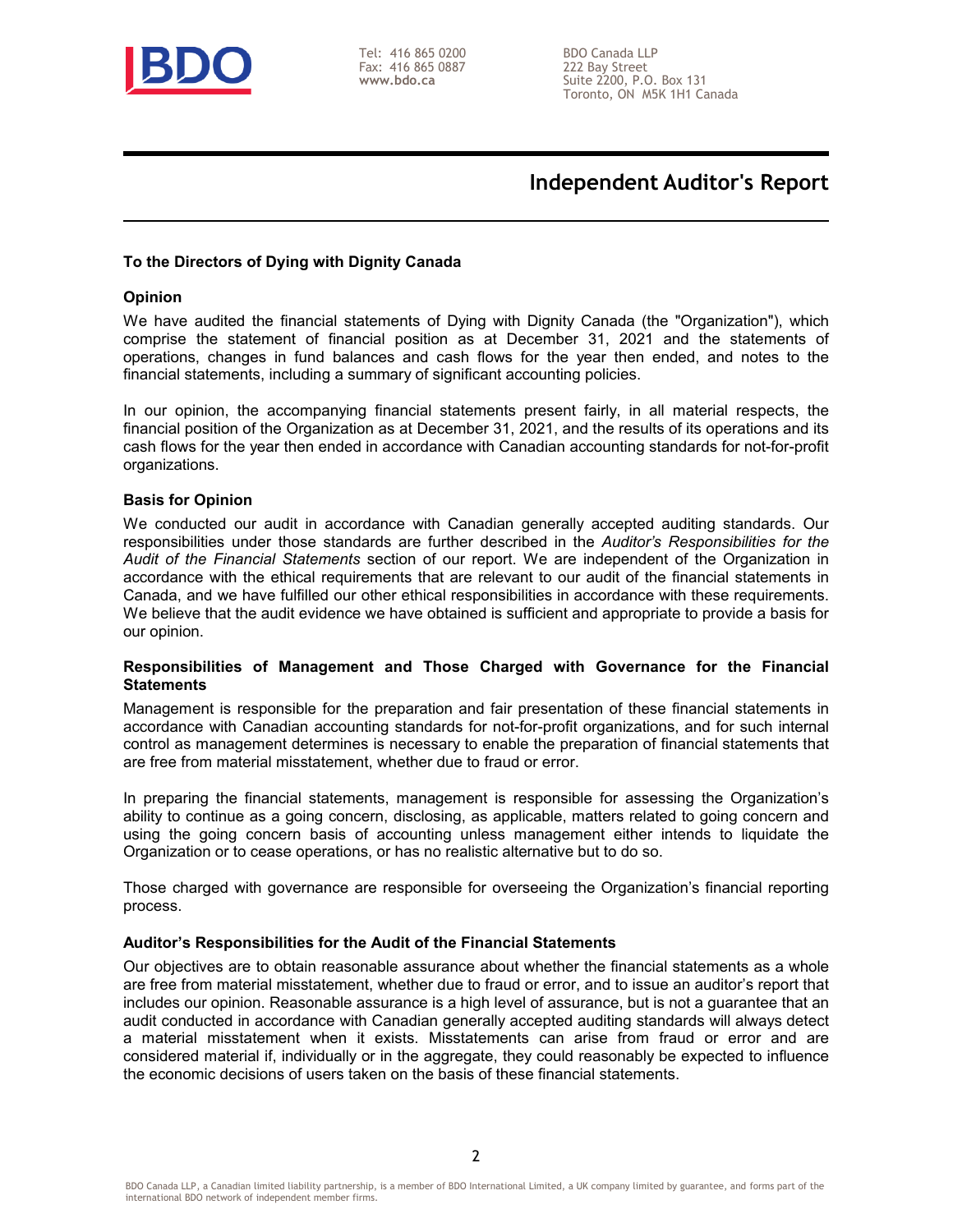# Independent Auditor's Report

**To the Directors of Dying with Dignity Canada**

## Opinion

We have audited the financial statements of Dying with Dignity Canada (the "Organization"), which comprise the statement of financial position as at December 31, 2021 and the statements of operations, changes in fund balances and cash flows for the year then ended, and notes to the financial statements, including a summary of significant accounting policies.

In our opinion, the accompanying financial statements present fairly, in all material respects, the financial position of the Organization as at December 31, 2021, and the results of its operations and its cash flows for the year then ended in accordance with Canadian accounting standards for not-for-profit organizations.

## Basis for Opinion

We conducted our audit in accordance with Canadian generally accepted auditing standards. Our responsibilities under those standards are further described in the *Auditor's Responsibilities for the Audit of the Financial Statements* section of our report. We are independent of the Organization in accordance with the ethical requirements that are relevant to our audit of the financial statements in Canada, and we have fulfilled our other ethical responsibilities in accordance with these requirements. We believe that the audit evidence we have obtained is sufficient and appropriate to provide a basis for our opinion.

## Responsibilities of Management and Those Charged with Governance for the Financial Statements

Management is responsible for the preparation and fair presentation of these financial statements in accordance with Canadian accounting standards for not-for-profit organizations, and for such internal control as management determines is necessary to enable the preparation of financial statements that are free from material misstatement, whether due to fraud or error.

In preparing the financial statements, management is responsible for assessing the Organization's ability to continue as a going concern, disclosing, as applicable, matters related to going concern and using the going concern basis of accounting unless management either intends to liquidate the Organization or to cease operations, or has no realistic alternative but to do so.

Those charged with governance are responsible for overseeing the Organization's financial reporting process.

## Auditor's Responsibilities for the Audit of the Financial Statements

Our objectives are to obtain reasonable assurance about whether the financial statements as a whole are free from material misstatement, whether due to fraud or error, and to issue an auditor's report that includes our opinion. Reasonable assurance is a high level of assurance, but is not a guarantee that an audit conducted in accordance with Canadian generally accepted auditing standards will always detect a material misstatement when it exists. Misstatements can arise from fraud or error and are considered material if, individually or in the aggregate, they could reasonably be expected to influence the economic decisions of users taken on the basis of these financial statements.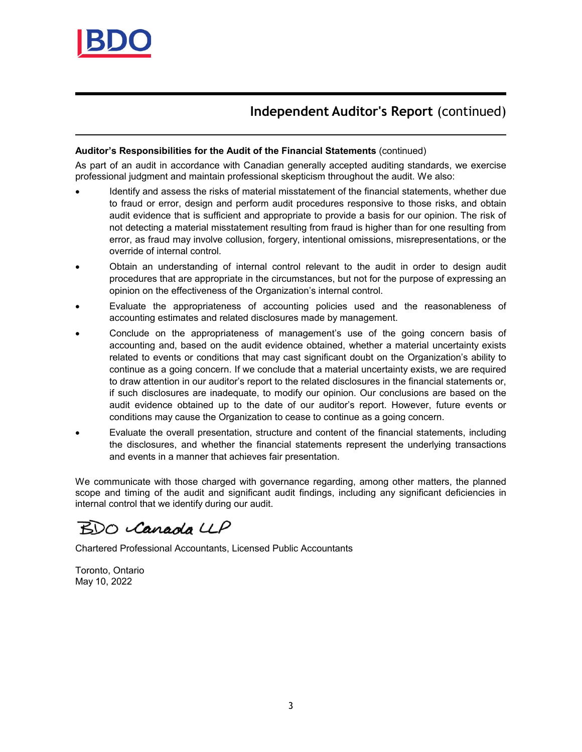## Independent Auditor's Report (continued)

**Auditor's Responsibilities for the Audit of the Financial Statements** (continued)

As part of an audit in accordance with Canadian generally accepted auditing standards, we exercise professional judgment and maintain professional skepticism throughout the audit. We also:

- Identify and assess the risks of material misstatement of the financial statements, whether due to fraud or error, design and perform audit procedures responsive to those risks, and obtain audit evidence that is sufficient and appropriate to provide a basis for our opinion. The risk of not detecting a material misstatement resulting from fraud is higher than for one resulting from error, as fraud may involve collusion, forgery, intentional omissions, misrepresentations, or the override of internal control.
- Obtain an understanding of internal control relevant to the audit in order to design audit procedures that are appropriate in the circumstances, but not for the purpose of expressing an opinion on the effectiveness of the Organization's internal control.
- Evaluate the appropriateness of accounting policies used and the reasonableness of accounting estimates and related disclosures made by management.
- Conclude on the appropriateness of management's use of the going concern basis of accounting and, based on the audit evidence obtained, whether a material uncertainty exists related to events or conditions that may cast significant doubt on the Organization's ability to continue as a going concern. If we conclude that a material uncertainty exists, we are required to draw attention in our auditor's report to the related disclosures in the financial statements or, if such disclosures are inadequate, to modify our opinion. Our conclusions are based on the audit evidence obtained up to the date of our auditor's report. However, future events or conditions may cause the Organization to cease to continue as a going concern.
- Evaluate the overall presentation, structure and content of the financial statements, including the disclosures, and whether the financial statements represent the underlying transactions and events in a manner that achieves fair presentation.

We communicate with those charged with governance regarding, among other matters, the planned scope and timing of the audit and significant audit findings, including any significant deficiencies in internal control that we identify during our audit.

BDO Canada LLP

Chartered Professional Accountants, Licensed Public Accountants

Toronto, Ontario
May 10, 2022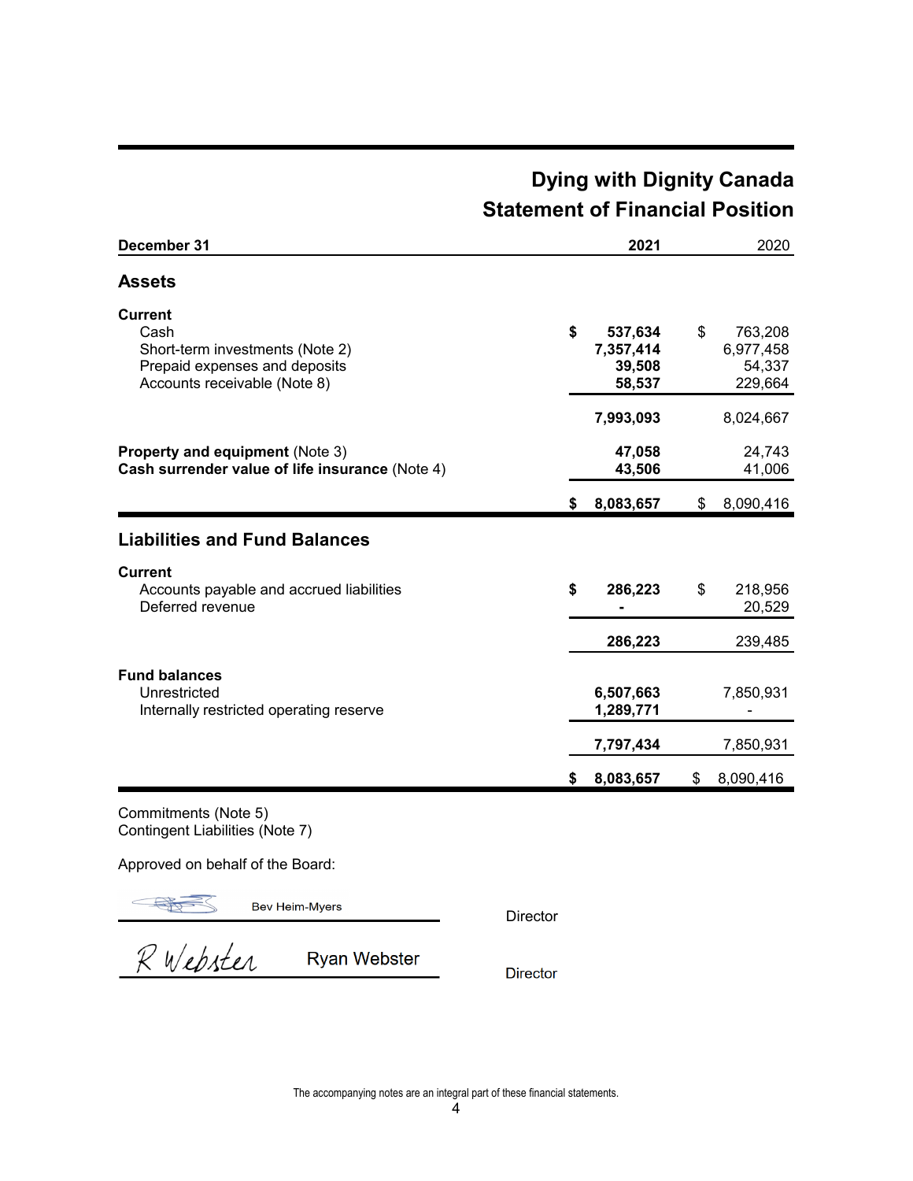# Dying with Dignity Canada

## Statement of Financial Position

| December 31 | 2021 | 2020 |
|---|---|---|
| **Assets** | | |
| **Current** | | |
| Cash | $ 537,634 | $ 763,208 |
| Short-term investments (Note 2) | 7,357,414 | 6,977,458 |
| Prepaid expenses and deposits | 39,508 | 54,337 |
| Accounts receivable (Note 8) | 58,537 | 229,664 |
| | 7,993,093 | 8,024,667 |
| **Property and equipment** (Note 3) | 47,058 | 24,743 |
| **Cash surrender value of life insurance** (Note 4) | 43,506 | 41,006 |
| | $ 8,083,657 | $ 8,090,416 |
| **Liabilities and Fund Balances** | | |
| **Current** | | |
| Accounts payable and accrued liabilities | $ 286,223 | $ 218,956 |
| Deferred revenue | - | 20,529 |
| | 286,223 | 239,485 |
| **Fund balances** | | |
| Unrestricted | 6,507,663 | 7,850,931 |
| Internally restricted operating reserve | 1,289,771 | - |
| | 7,797,434 | 7,850,931 |
| | $ 8,083,657 | $ 8,090,416 |

Commitments (Note 5)
Contingent Liabilities (Note 7)

Approved on behalf of the Board:

Bev Heim-Myers — Director

Ryan Webster — Director

The accompanying notes are an integral part of these financial statements.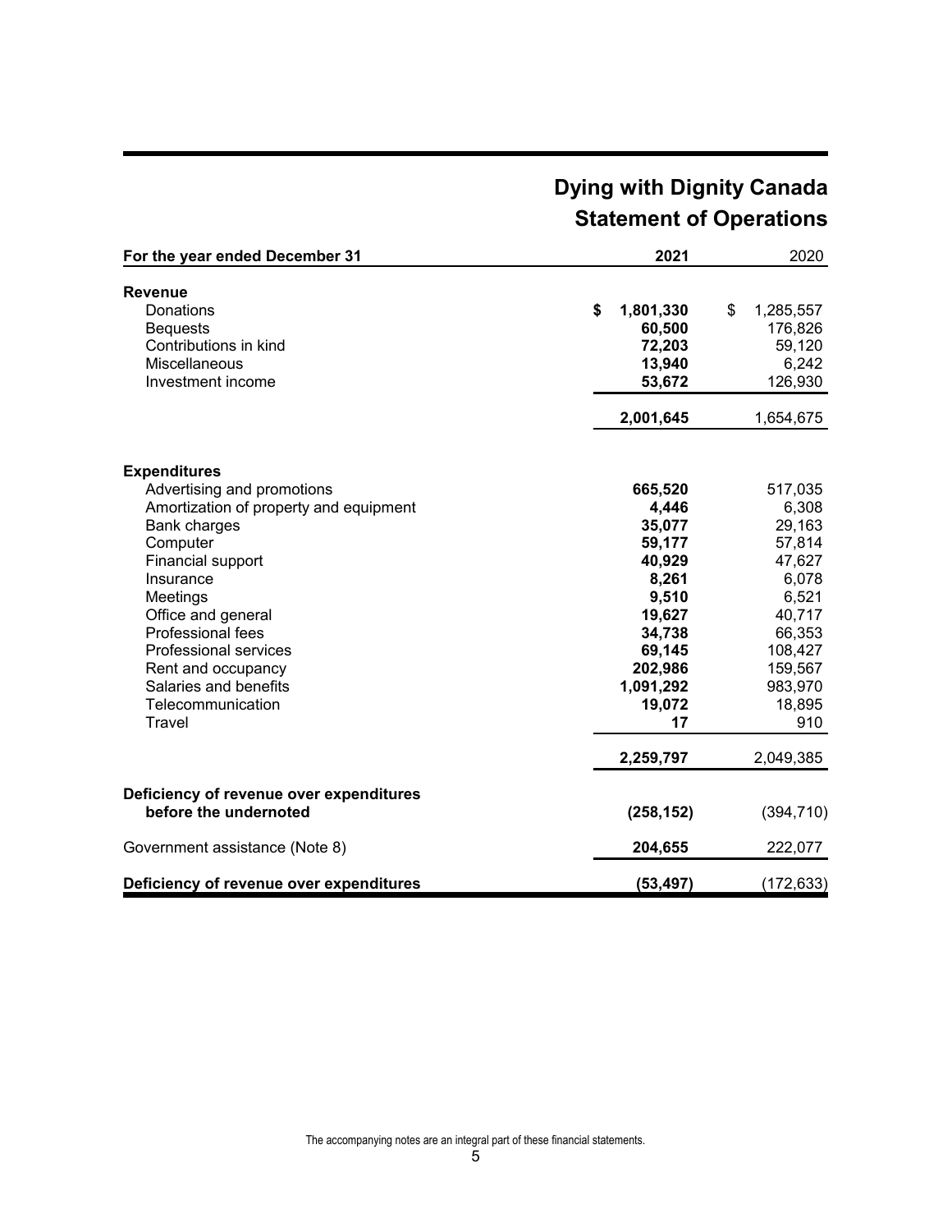# Dying with Dignity Canada

## Statement of Operations

| For the year ended December 31 | 2021 | 2020 |
|---|---|---|
| **Revenue** | | |
| Donations | **$ 1,801,330** | $ 1,285,557 |
| Bequests | **60,500** | 176,826 |
| Contributions in kind | **72,203** | 59,120 |
| Miscellaneous | **13,940** | 6,242 |
| Investment income | **53,672** | 126,930 |
| | **2,001,645** | 1,654,675 |
| **Expenditures** | | |
| Advertising and promotions | **665,520** | 517,035 |
| Amortization of property and equipment | **4,446** | 6,308 |
| Bank charges | **35,077** | 29,163 |
| Computer | **59,177** | 57,814 |
| Financial support | **40,929** | 47,627 |
| Insurance | **8,261** | 6,078 |
| Meetings | **9,510** | 6,521 |
| Office and general | **19,627** | 40,717 |
| Professional fees | **34,738** | 66,353 |
| Professional services | **69,145** | 108,427 |
| Rent and occupancy | **202,986** | 159,567 |
| Salaries and benefits | **1,091,292** | 983,970 |
| Telecommunication | **19,072** | 18,895 |
| Travel | **17** | 910 |
| | **2,259,797** | 2,049,385 |
| **Deficiency of revenue over expenditures before the undernoted** | **(258,152)** | (394,710) |
| Government assistance (Note 8) | **204,655** | 222,077 |
| **Deficiency of revenue over expenditures** | **(53,497)** | (172,633) |

The accompanying notes are an integral part of these financial statements.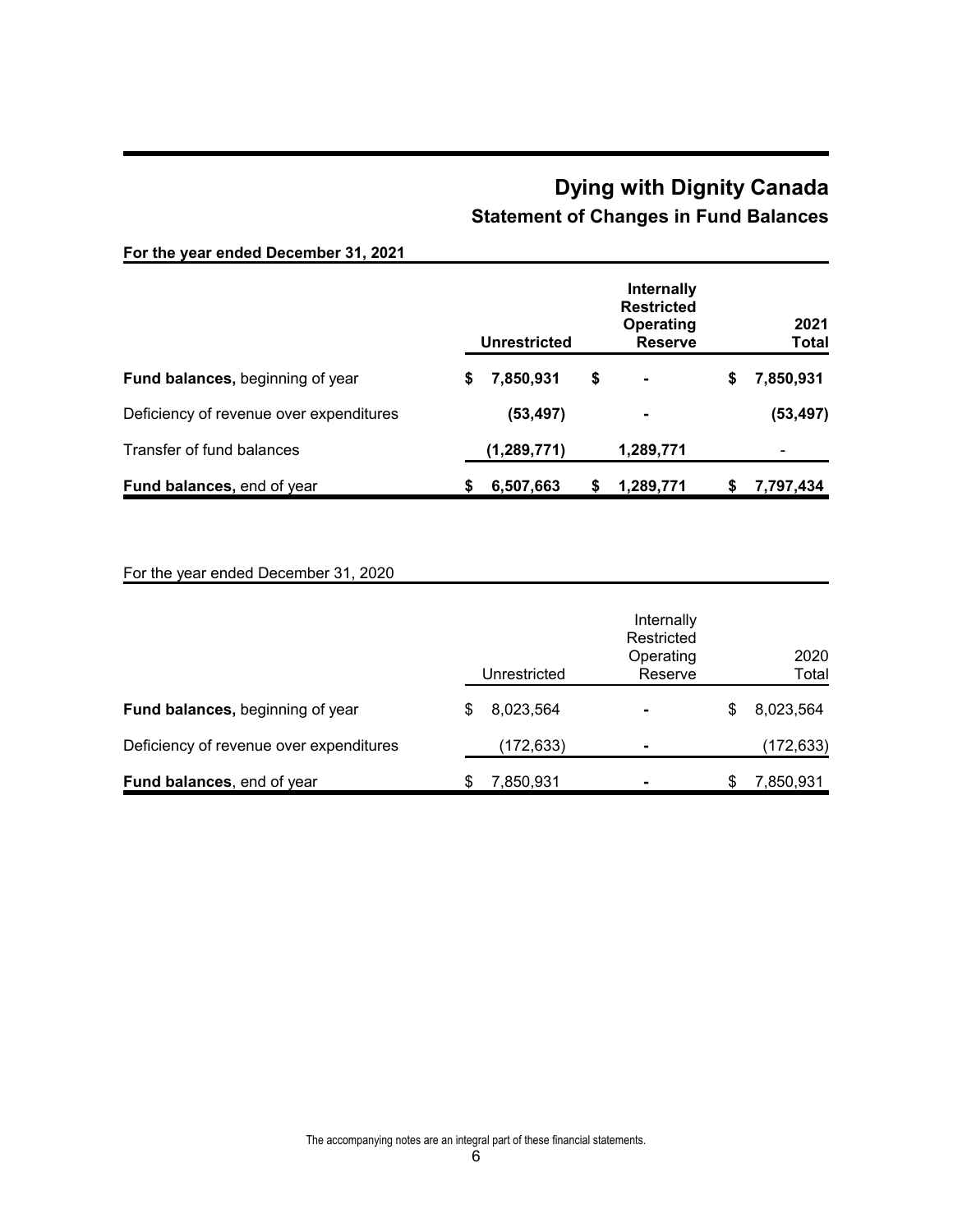# Dying with Dignity Canada

## Statement of Changes in Fund Balances

**For the year ended December 31, 2021**

| | Unrestricted | Internally Restricted Operating Reserve | 2021 Total |
|---|---|---|---|
| **Fund balances,** beginning of year | **$ 7,850,931** | **$ -** | **$ 7,850,931** |
| Deficiency of revenue over expenditures | **(53,497)** | **-** | **(53,497)** |
| Transfer of fund balances | **(1,289,771)** | **1,289,771** | - |
| **Fund balances,** end of year | **$ 6,507,663** | **$ 1,289,771** | **$ 7,797,434** |

For the year ended December 31, 2020

| | Unrestricted | Internally Restricted Operating Reserve | 2020 Total |
|---|---|---|---|
| **Fund balances,** beginning of year | $ 8,023,564 | - | $ 8,023,564 |
| Deficiency of revenue over expenditures | (172,633) | - | (172,633) |
| **Fund balances**, end of year | $ 7,850,931 | - | $ 7,850,931 |

The accompanying notes are an integral part of these financial statements.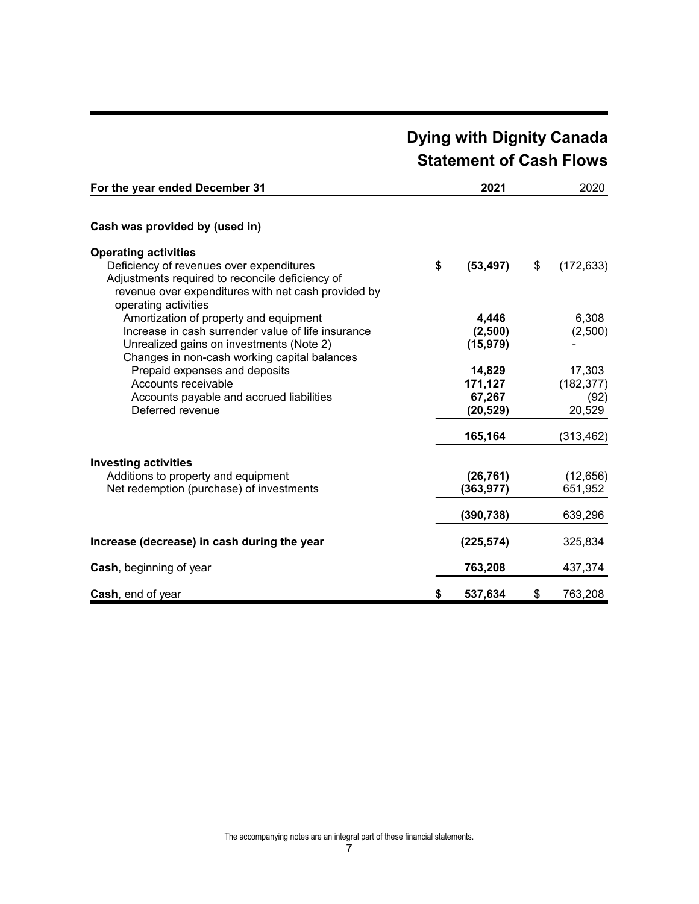# Dying with Dignity Canada
## Statement of Cash Flows

| For the year ended December 31 | 2021 | 2020 |
|---|---|---|
| **Cash was provided by (used in)** | | |
| **Operating activities** | | |
| Deficiency of revenues over expenditures | $ (53,497) | $ (172,633) |
| Adjustments required to reconcile deficiency of revenue over expenditures with net cash provided by operating activities | | |
| Amortization of property and equipment | 4,446 | 6,308 |
| Increase in cash surrender value of life insurance | (2,500) | (2,500) |
| Unrealized gains on investments (Note 2) | (15,979) | - |
| Changes in non-cash working capital balances | | |
| Prepaid expenses and deposits | 14,829 | 17,303 |
| Accounts receivable | 171,127 | (182,377) |
| Accounts payable and accrued liabilities | 67,267 | (92) |
| Deferred revenue | (20,529) | 20,529 |
| | 165,164 | (313,462) |
| **Investing activities** | | |
| Additions to property and equipment | (26,761) | (12,656) |
| Net redemption (purchase) of investments | (363,977) | 651,952 |
| | (390,738) | 639,296 |
| **Increase (decrease) in cash during the year** | (225,574) | 325,834 |
| **Cash**, beginning of year | 763,208 | 437,374 |
| **Cash**, end of year | $ 537,634 | $ 763,208 |

The accompanying notes are an integral part of these financial statements.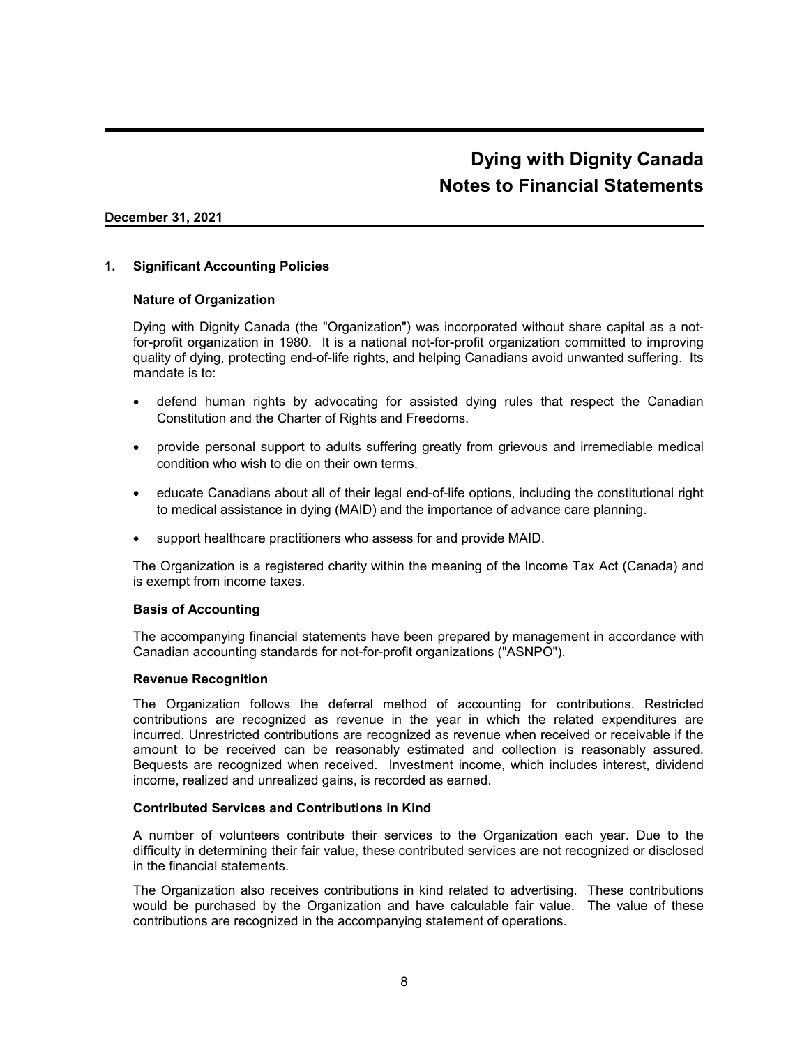# Dying with Dignity Canada
## Notes to Financial Statements

**December 31, 2021**

### 1. Significant Accounting Policies

**Nature of Organization**

Dying with Dignity Canada (the "Organization") was incorporated without share capital as a not-for-profit organization in 1980. It is a national not-for-profit organization committed to improving quality of dying, protecting end-of-life rights, and helping Canadians avoid unwanted suffering. Its mandate is to:

- defend human rights by advocating for assisted dying rules that respect the Canadian Constitution and the Charter of Rights and Freedoms.
- provide personal support to adults suffering greatly from grievous and irremediable medical condition who wish to die on their own terms.
- educate Canadians about all of their legal end-of-life options, including the constitutional right to medical assistance in dying (MAID) and the importance of advance care planning.
- support healthcare practitioners who assess for and provide MAID.

The Organization is a registered charity within the meaning of the Income Tax Act (Canada) and is exempt from income taxes.

**Basis of Accounting**

The accompanying financial statements have been prepared by management in accordance with Canadian accounting standards for not-for-profit organizations ("ASNPO").

**Revenue Recognition**

The Organization follows the deferral method of accounting for contributions. Restricted contributions are recognized as revenue in the year in which the related expenditures are incurred. Unrestricted contributions are recognized as revenue when received or receivable if the amount to be received can be reasonably estimated and collection is reasonably assured. Bequests are recognized when received. Investment income, which includes interest, dividend income, realized and unrealized gains, is recorded as earned.

**Contributed Services and Contributions in Kind**

A number of volunteers contribute their services to the Organization each year. Due to the difficulty in determining their fair value, these contributed services are not recognized or disclosed in the financial statements.

The Organization also receives contributions in kind related to advertising. These contributions would be purchased by the Organization and have calculable fair value. The value of these contributions are recognized in the accompanying statement of operations.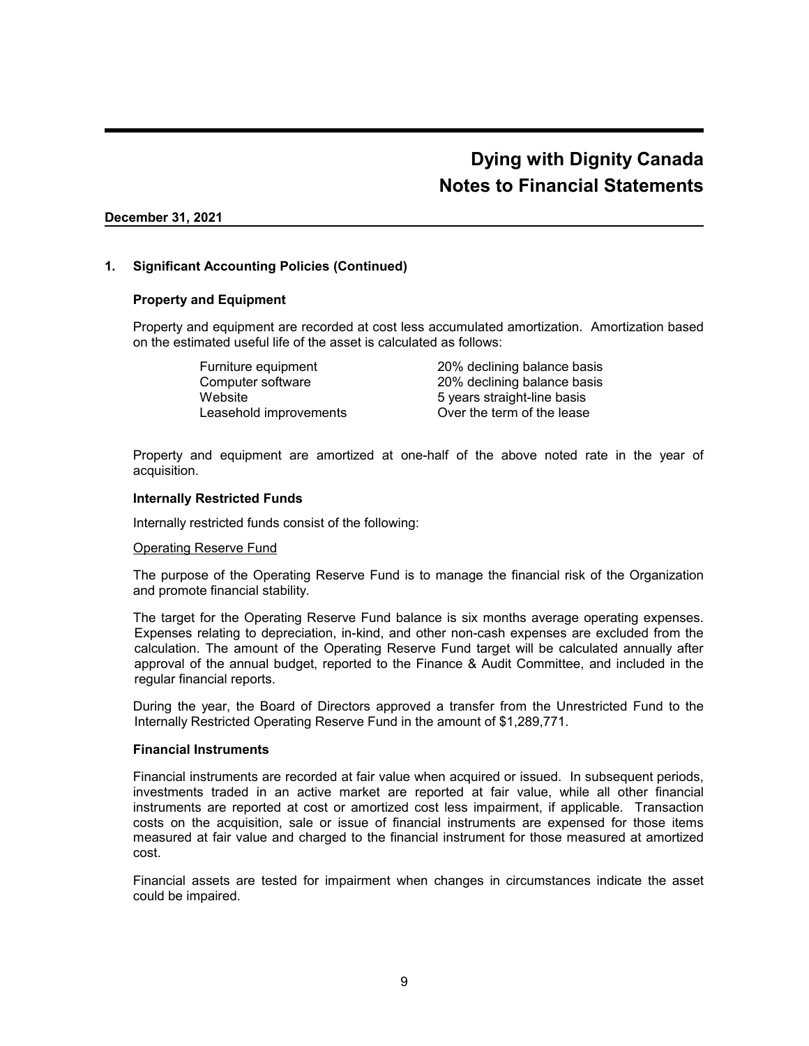# Dying with Dignity Canada
# Notes to Financial Statements

**December 31, 2021**

## 1. Significant Accounting Policies (Continued)

### Property and Equipment

Property and equipment are recorded at cost less accumulated amortization. Amortization based on the estimated useful life of the asset is calculated as follows:

| | |
|---|---|
| Furniture equipment | 20% declining balance basis |
| Computer software | 20% declining balance basis |
| Website | 5 years straight-line basis |
| Leasehold improvements | Over the term of the lease |

Property and equipment are amortized at one-half of the above noted rate in the year of acquisition.

### Internally Restricted Funds

Internally restricted funds consist of the following:

Operating Reserve Fund

The purpose of the Operating Reserve Fund is to manage the financial risk of the Organization and promote financial stability.

The target for the Operating Reserve Fund balance is six months average operating expenses. Expenses relating to depreciation, in-kind, and other non-cash expenses are excluded from the calculation. The amount of the Operating Reserve Fund target will be calculated annually after approval of the annual budget, reported to the Finance & Audit Committee, and included in the regular financial reports.

During the year, the Board of Directors approved a transfer from the Unrestricted Fund to the Internally Restricted Operating Reserve Fund in the amount of $1,289,771.

### Financial Instruments

Financial instruments are recorded at fair value when acquired or issued. In subsequent periods, investments traded in an active market are reported at fair value, while all other financial instruments are reported at cost or amortized cost less impairment, if applicable. Transaction costs on the acquisition, sale or issue of financial instruments are expensed for those items measured at fair value and charged to the financial instrument for those measured at amortized cost.

Financial assets are tested for impairment when changes in circumstances indicate the asset could be impaired.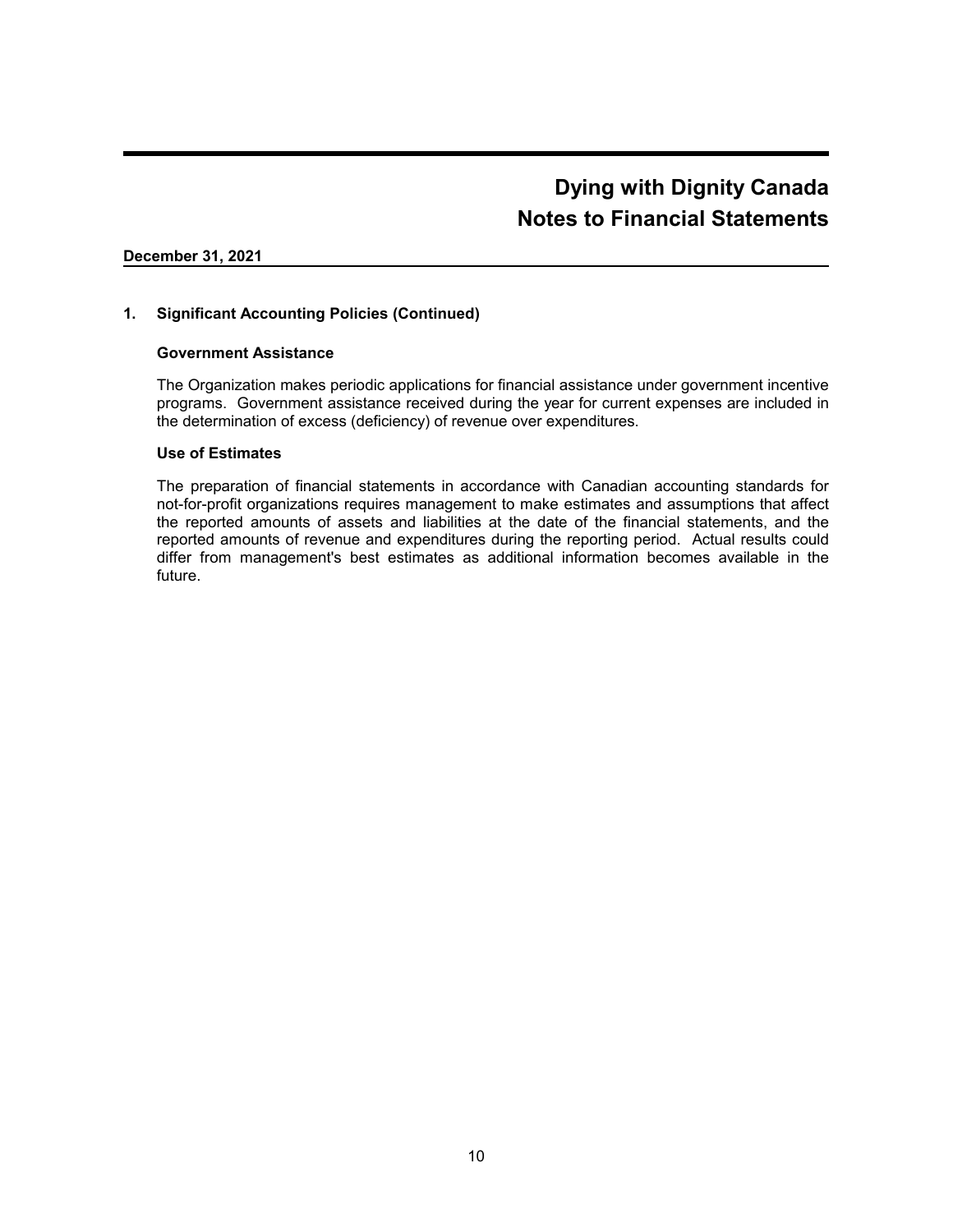# Dying with Dignity Canada
## Notes to Financial Statements

**December 31, 2021**

### 1. Significant Accounting Policies (Continued)

#### Government Assistance

The Organization makes periodic applications for financial assistance under government incentive programs. Government assistance received during the year for current expenses are included in the determination of excess (deficiency) of revenue over expenditures.

#### Use of Estimates

The preparation of financial statements in accordance with Canadian accounting standards for not-for-profit organizations requires management to make estimates and assumptions that affect the reported amounts of assets and liabilities at the date of the financial statements, and the reported amounts of revenue and expenditures during the reporting period. Actual results could differ from management's best estimates as additional information becomes available in the future.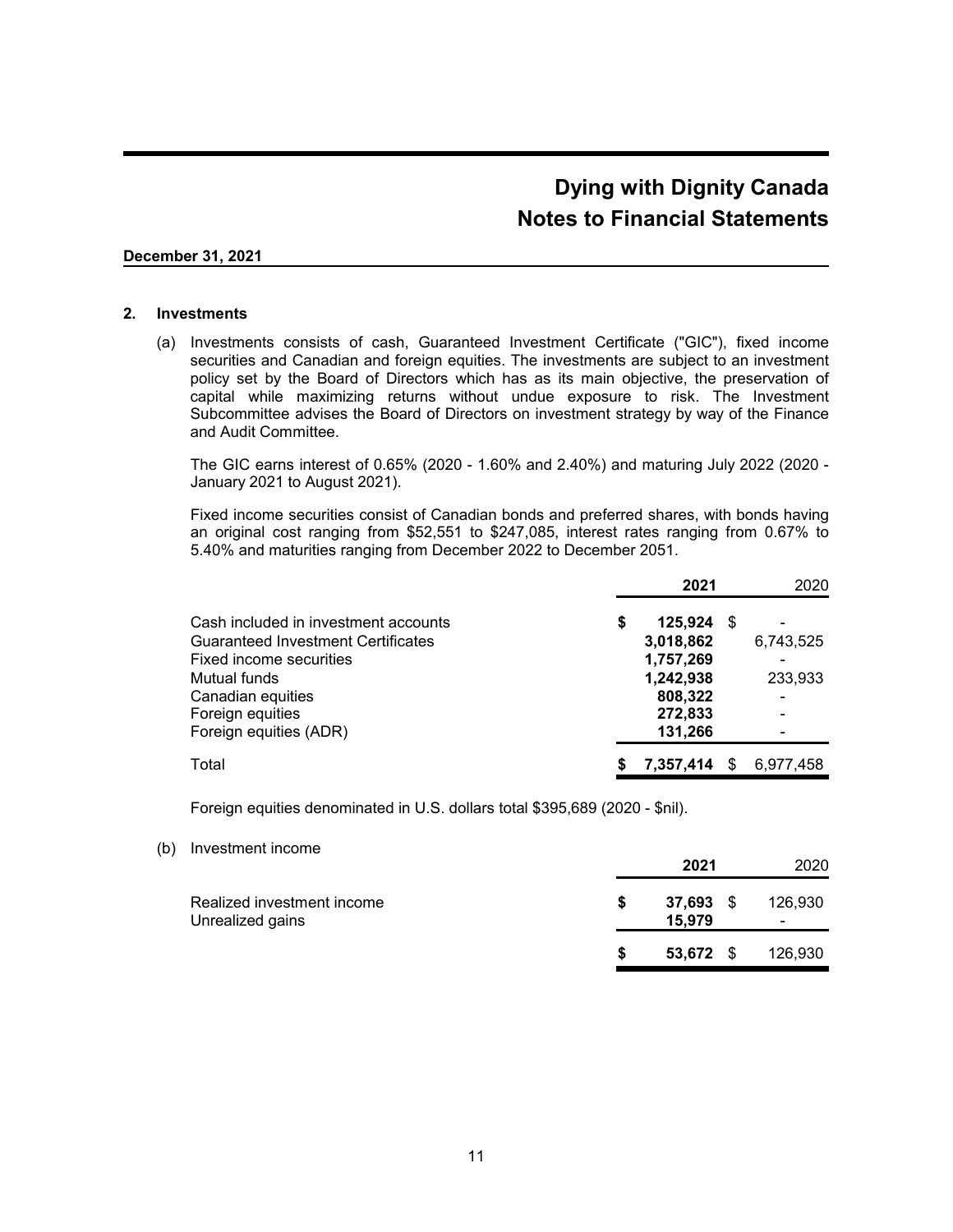# Dying with Dignity Canada
# Notes to Financial Statements

**December 31, 2021**

## 2. Investments

(a) Investments consists of cash, Guaranteed Investment Certificate ("GIC"), fixed income securities and Canadian and foreign equities. The investments are subject to an investment policy set by the Board of Directors which has as its main objective, the preservation of capital while maximizing returns without undue exposure to risk. The Investment Subcommittee advises the Board of Directors on investment strategy by way of the Finance and Audit Committee.

The GIC earns interest of 0.65% (2020 - 1.60% and 2.40%) and maturing July 2022 (2020 - January 2021 to August 2021).

Fixed income securities consist of Canadian bonds and preferred shares, with bonds having an original cost ranging from $52,551 to $247,085, interest rates ranging from 0.67% to 5.40% and maturities ranging from December 2022 to December 2051.

| | **2021** | 2020 |
|---|---|---|
| Cash included in investment accounts | **$ 125,924** | $ - |
| Guaranteed Investment Certificates | **3,018,862** | 6,743,525 |
| Fixed income securities | **1,757,269** | - |
| Mutual funds | **1,242,938** | 233,933 |
| Canadian equities | **808,322** | - |
| Foreign equities | **272,833** | - |
| Foreign equities (ADR) | **131,266** | - |
| Total | **$ 7,357,414** | $ 6,977,458 |

Foreign equities denominated in U.S. dollars total $395,689 (2020 - $nil).

(b) Investment income

| | **2021** | 2020 |
|---|---|---|
| Realized investment income | **$ 37,693** | $ 126,930 |
| Unrealized gains | **15,979** | - |
| | **$ 53,672** | $ 126,930 |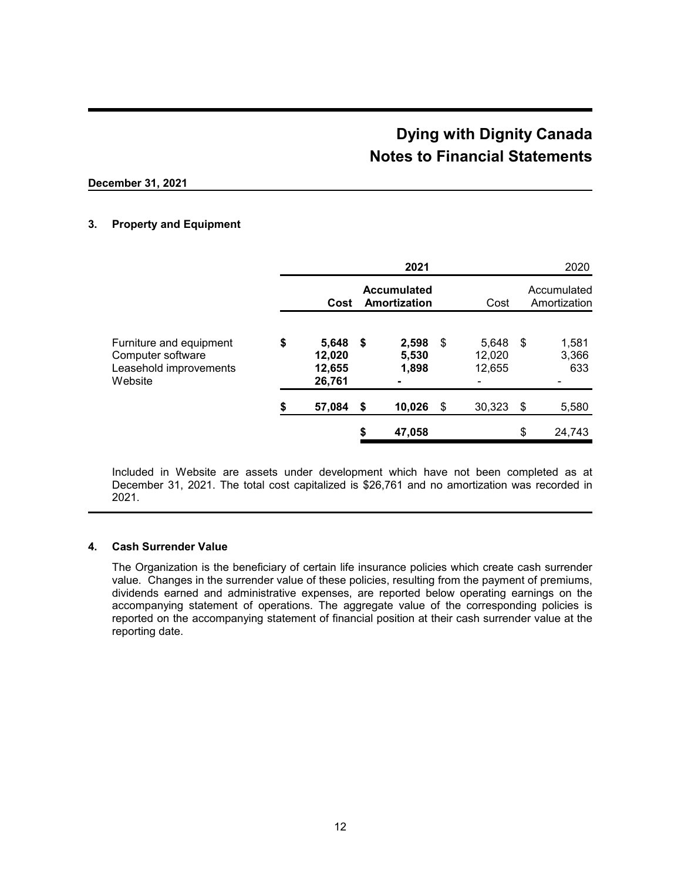# Dying with Dignity Canada
# Notes to Financial Statements

**December 31, 2021**

## 3. Property and Equipment

| | **2021** | | 2020 | |
|---|---|---|---|---|
| | **Cost** | **Accumulated Amortization** | Cost | Accumulated Amortization |
| Furniture and equipment | **$ 5,648** | **$ 2,598** | $ 5,648 | $ 1,581 |
| Computer software | **12,020** | **5,530** | 12,020 | 3,366 |
| Leasehold improvements | **12,655** | **1,898** | 12,655 | 633 |
| Website | **26,761** | **-** | - | - |
| | **$ 57,084** | **$ 10,026** | $ 30,323 | $ 5,580 |
| | | **$ 47,058** | | $ 24,743 |

Included in Website are assets under development which have not been completed as at December 31, 2021. The total cost capitalized is $26,761 and no amortization was recorded in 2021.

## 4. Cash Surrender Value

The Organization is the beneficiary of certain life insurance policies which create cash surrender value. Changes in the surrender value of these policies, resulting from the payment of premiums, dividends earned and administrative expenses, are reported below operating earnings on the accompanying statement of operations. The aggregate value of the corresponding policies is reported on the accompanying statement of financial position at their cash surrender value at the reporting date.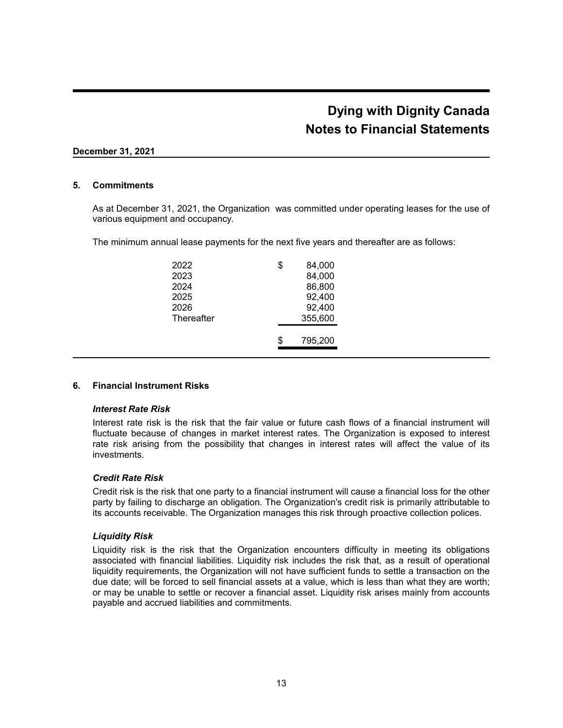# Dying with Dignity Canada
# Notes to Financial Statements

**December 31, 2021**

## 5. Commitments

As at December 31, 2021, the Organization  was committed under operating leases for the use of various equipment and occupancy.

The minimum annual lease payments for the next five years and thereafter are as follows:

| | |
|---|---|
| 2022 | $ 84,000 |
| 2023 | 84,000 |
| 2024 | 86,800 |
| 2025 | 92,400 |
| 2026 | 92,400 |
| Thereafter | 355,600 |
| | $ 795,200 |

## 6. Financial Instrument Risks

### *Interest Rate Risk*

Interest rate risk is the risk that the fair value or future cash flows of a financial instrument will fluctuate because of changes in market interest rates. The Organization is exposed to interest rate risk arising from the possibility that changes in interest rates will affect the value of its investments.

### *Credit Rate Risk*

Credit risk is the risk that one party to a financial instrument will cause a financial loss for the other party by failing to discharge an obligation. The Organization's credit risk is primarily attributable to its accounts receivable. The Organization manages this risk through proactive collection polices.

### *Liquidity Risk*

Liquidity risk is the risk that the Organization encounters difficulty in meeting its obligations associated with financial liabilities. Liquidity risk includes the risk that, as a result of operational liquidity requirements, the Organization will not have sufficient funds to settle a transaction on the due date; will be forced to sell financial assets at a value, which is less than what they are worth; or may be unable to settle or recover a financial asset. Liquidity risk arises mainly from accounts payable and accrued liabilities and commitments.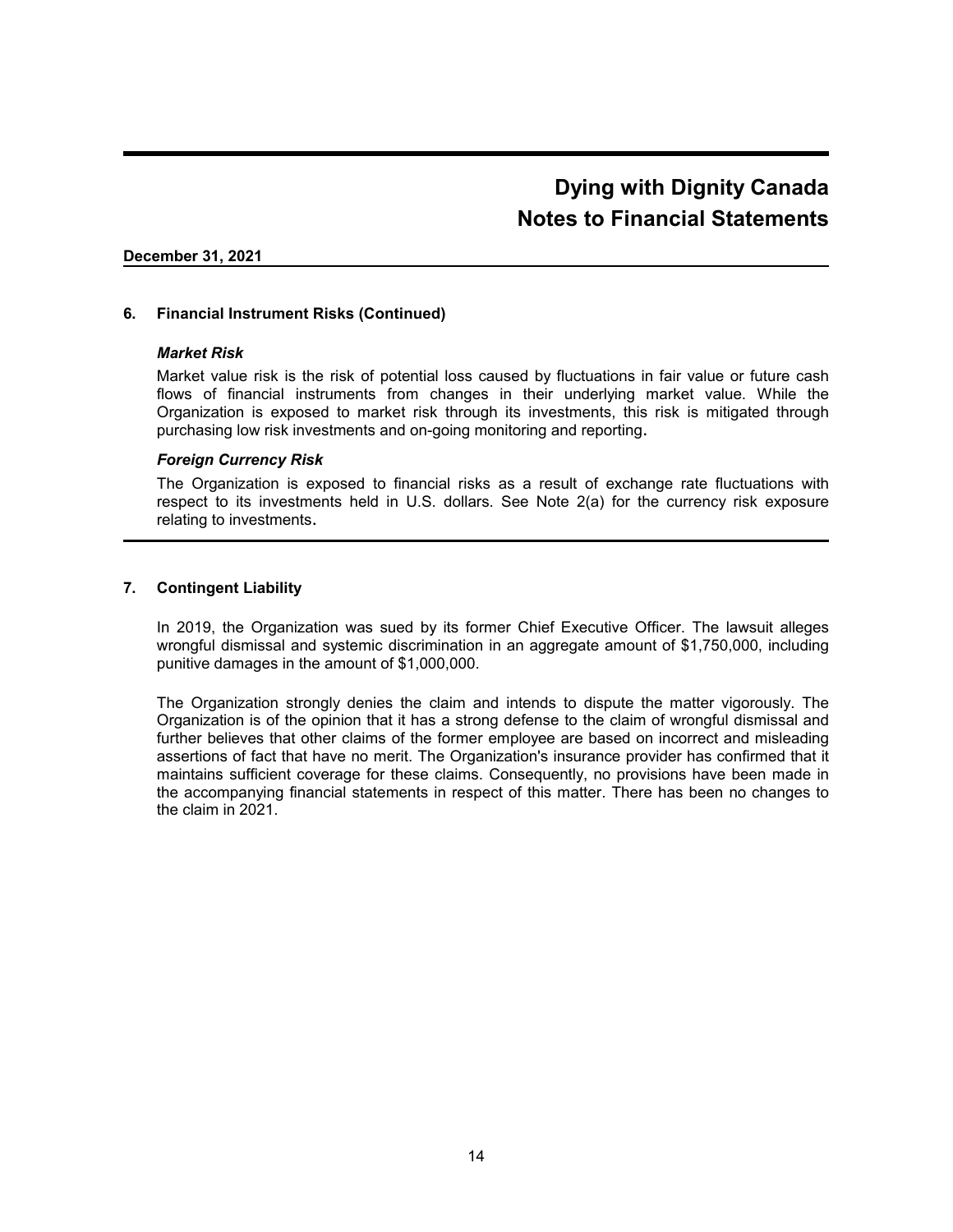# Dying with Dignity Canada
# Notes to Financial Statements

**December 31, 2021**

## 6. Financial Instrument Risks (Continued)

### *Market Risk*

Market value risk is the risk of potential loss caused by fluctuations in fair value or future cash flows of financial instruments from changes in their underlying market value. While the Organization is exposed to market risk through its investments, this risk is mitigated through purchasing low risk investments and on-going monitoring and reporting.

### *Foreign Currency Risk*

The Organization is exposed to financial risks as a result of exchange rate fluctuations with respect to its investments held in U.S. dollars. See Note 2(a) for the currency risk exposure relating to investments.

## 7. Contingent Liability

In 2019, the Organization was sued by its former Chief Executive Officer. The lawsuit alleges wrongful dismissal and systemic discrimination in an aggregate amount of $1,750,000, including punitive damages in the amount of $1,000,000.

The Organization strongly denies the claim and intends to dispute the matter vigorously. The Organization is of the opinion that it has a strong defense to the claim of wrongful dismissal and further believes that other claims of the former employee are based on incorrect and misleading assertions of fact that have no merit. The Organization's insurance provider has confirmed that it maintains sufficient coverage for these claims. Consequently, no provisions have been made in the accompanying financial statements in respect of this matter. There has been no changes to the claim in 2021.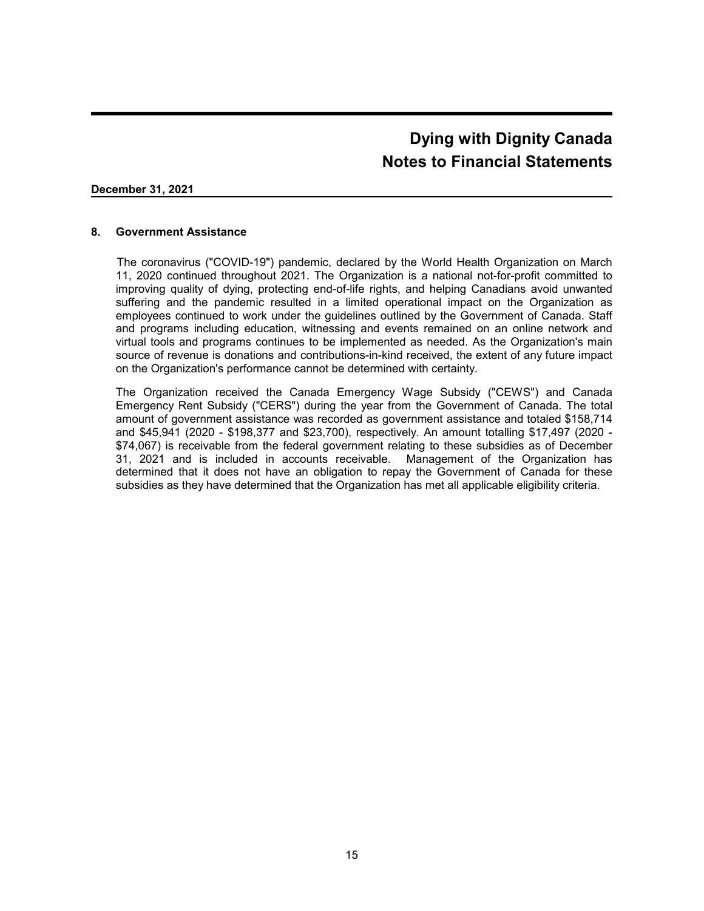# Dying with Dignity Canada
# Notes to Financial Statements

**December 31, 2021**

### 8. Government Assistance

The coronavirus ("COVID-19") pandemic, declared by the World Health Organization on March 11, 2020 continued throughout 2021. The Organization is a national not-for-profit committed to improving quality of dying, protecting end-of-life rights, and helping Canadians avoid unwanted suffering and the pandemic resulted in a limited operational impact on the Organization as employees continued to work under the guidelines outlined by the Government of Canada. Staff and programs including education, witnessing and events remained on an online network and virtual tools and programs continues to be implemented as needed. As the Organization's main source of revenue is donations and contributions-in-kind received, the extent of any future impact on the Organization's performance cannot be determined with certainty.

The Organization received the Canada Emergency Wage Subsidy ("CEWS") and Canada Emergency Rent Subsidy ("CERS") during the year from the Government of Canada. The total amount of government assistance was recorded as government assistance and totaled $158,714 and $45,941 (2020 - $198,377 and $23,700), respectively. An amount totalling $17,497 (2020 - $74,067) is receivable from the federal government relating to these subsidies as of December 31, 2021 and is included in accounts receivable. Management of the Organization has determined that it does not have an obligation to repay the Government of Canada for these subsidies as they have determined that the Organization has met all applicable eligibility criteria.